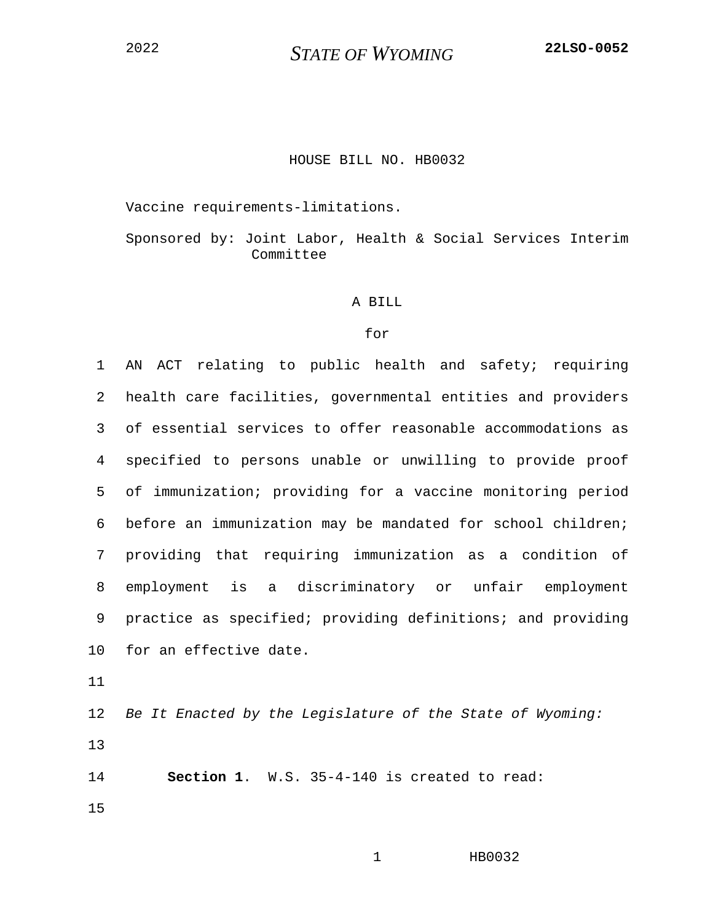2022 **STATE OF WYOMING** **22LSO-0052**

HOUSE BILL NO. HB0032

Vaccine requirements-limitations.

Sponsored by: Joint Labor, Health & Social Services Interim Committee

A BILL

for

AN ACT relating to public health and safety; requiring health care facilities, governmental entities and providers of essential services to offer reasonable accommodations as specified to persons unable or unwilling to provide proof of immunization; providing for a vaccine monitoring period before an immunization may be mandated for school children; providing that requiring immunization as a condition of employment is a discriminatory or unfair employment practice as specified; providing definitions; and providing for an effective date.

*Be It Enacted by the Legislature of the State of Wyoming:*

**Section 1**. W.S. 35-4-140 is created to read: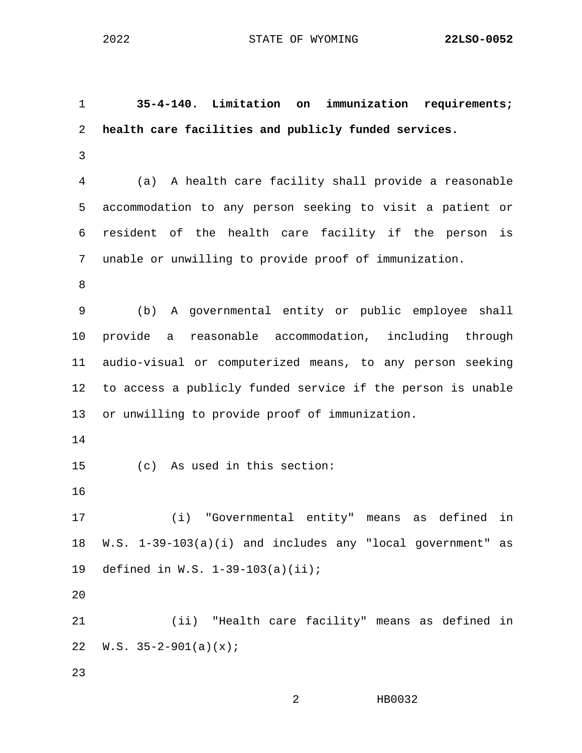**35-4-140. Limitation on immunization requirements; health care facilities and publicly funded services.**

(a) A health care facility shall provide a reasonable accommodation to any person seeking to visit a patient or resident of the health care facility if the person is unable or unwilling to provide proof of immunization.

(b) A governmental entity or public employee shall provide a reasonable accommodation, including through audio-visual or computerized means, to any person seeking to access a publicly funded service if the person is unable or unwilling to provide proof of immunization.

(c) As used in this section:

(i) "Governmental entity" means as defined in W.S. 1-39-103(a)(i) and includes any "local government" as defined in W.S. 1-39-103(a)(ii);

(ii) "Health care facility" means as defined in W.S. 35-2-901(a)(x);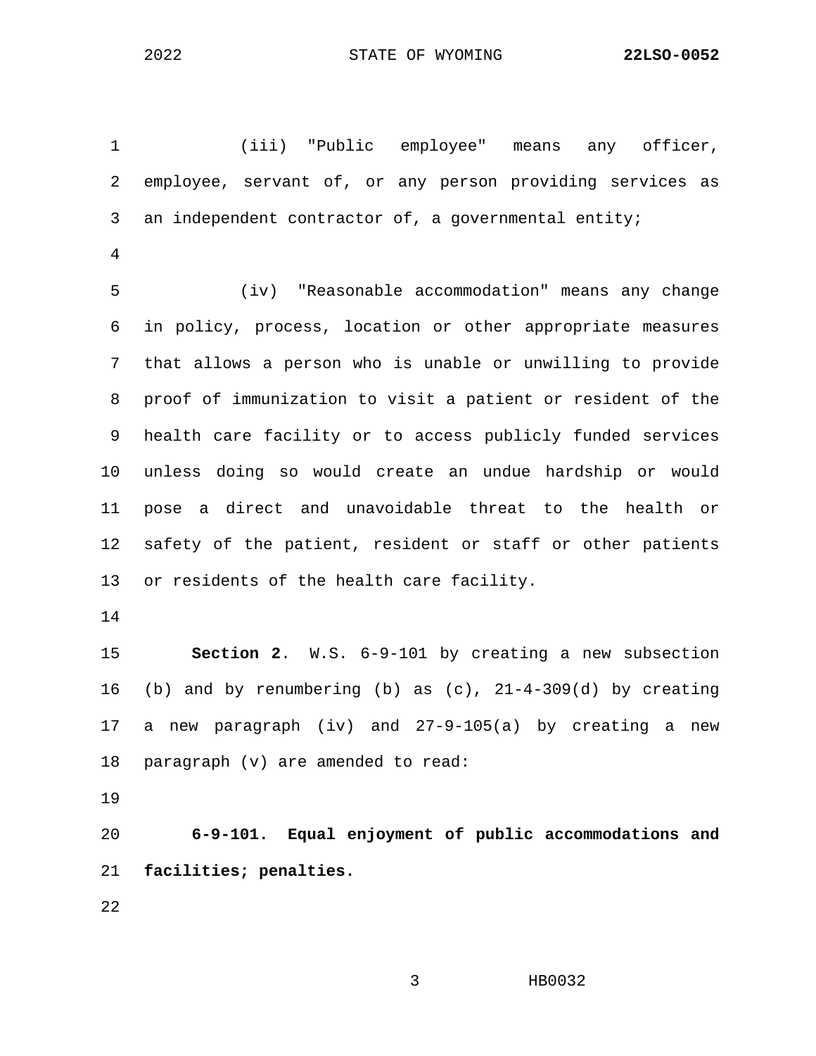(iii) "Public employee" means any officer, employee, servant of, or any person providing services as an independent contractor of, a governmental entity;

(iv) "Reasonable accommodation" means any change in policy, process, location or other appropriate measures that allows a person who is unable or unwilling to provide proof of immunization to visit a patient or resident of the health care facility or to access publicly funded services unless doing so would create an undue hardship or would pose a direct and unavoidable threat to the health or safety of the patient, resident or staff or other patients or residents of the health care facility.

**Section 2**. W.S. 6-9-101 by creating a new subsection (b) and by renumbering (b) as (c), 21-4-309(d) by creating a new paragraph (iv) and 27-9-105(a) by creating a new paragraph (v) are amended to read:

**6-9-101. Equal enjoyment of public accommodations and facilities; penalties.**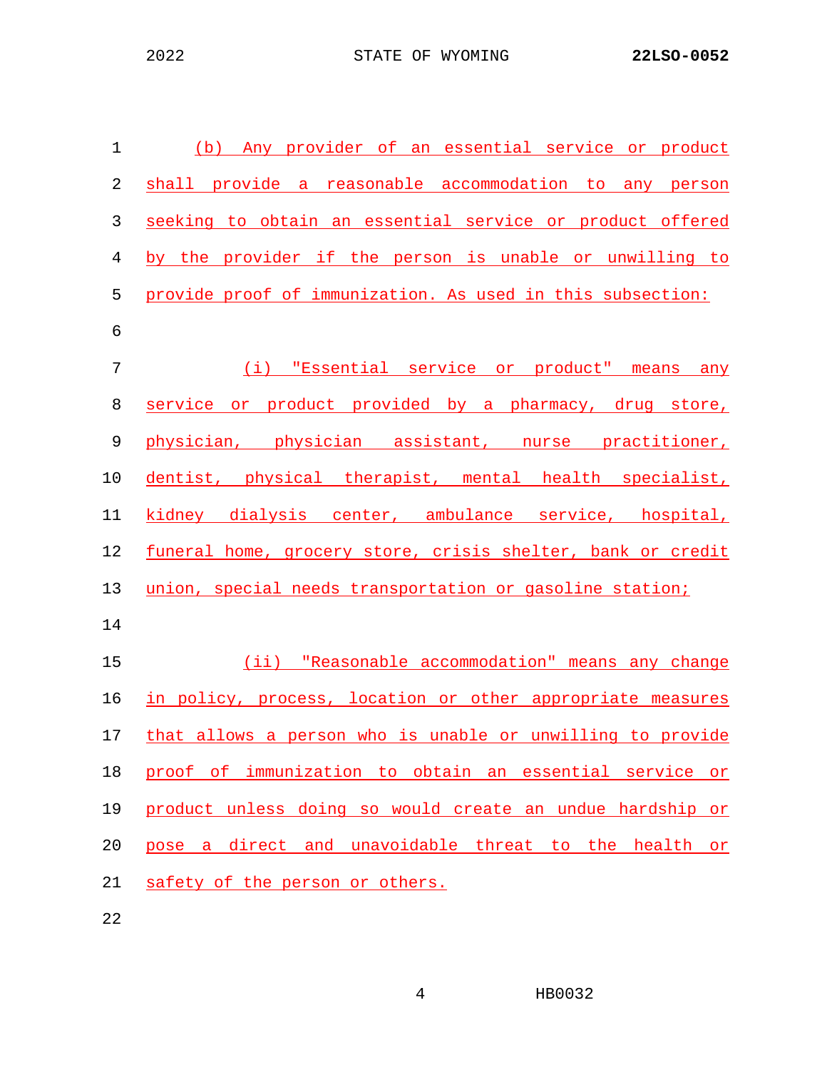(b) Any provider of an essential service or product shall provide a reasonable accommodation to any person seeking to obtain an essential service or product offered by the provider if the person is unable or unwilling to provide proof of immunization. As used in this subsection:

(i) "Essential service or product" means any service or product provided by a pharmacy, drug store, physician, physician assistant, nurse practitioner, dentist, physical therapist, mental health specialist, kidney dialysis center, ambulance service, hospital, funeral home, grocery store, crisis shelter, bank or credit union, special needs transportation or gasoline station;

(ii) "Reasonable accommodation" means any change in policy, process, location or other appropriate measures that allows a person who is unable or unwilling to provide proof of immunization to obtain an essential service or product unless doing so would create an undue hardship or pose a direct and unavoidable threat to the health or safety of the person or others.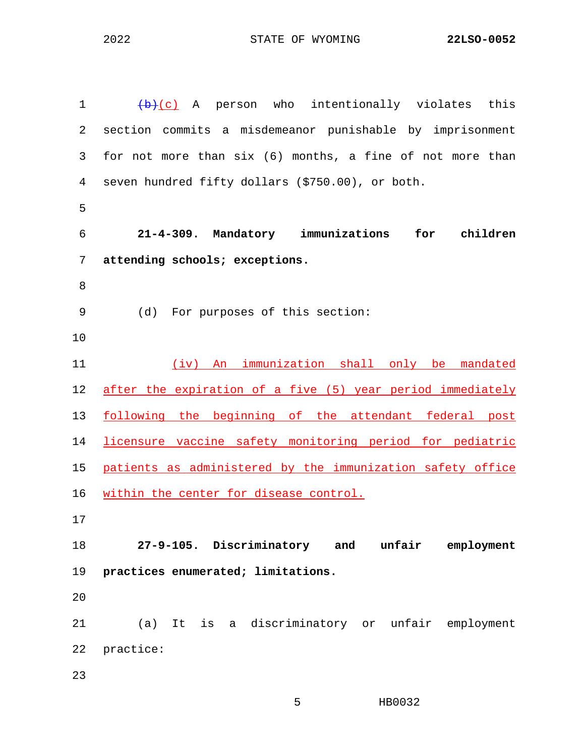~~(b)~~<u>(c)</u> A person who intentionally violates this section commits a misdemeanor punishable by imprisonment for not more than six (6) months, a fine of not more than seven hundred fifty dollars ($750.00), or both.

**21-4-309. Mandatory immunizations for children attending schools; exceptions.**

(d) For purposes of this section:

<u>(iv) An immunization shall only be mandated after the expiration of a five (5) year period immediately following the beginning of the attendant federal post licensure vaccine safety monitoring period for pediatric patients as administered by the immunization safety office within the center for disease control.</u>

**27-9-105. Discriminatory and unfair employment practices enumerated; limitations.**

(a) It is a discriminatory or unfair employment practice: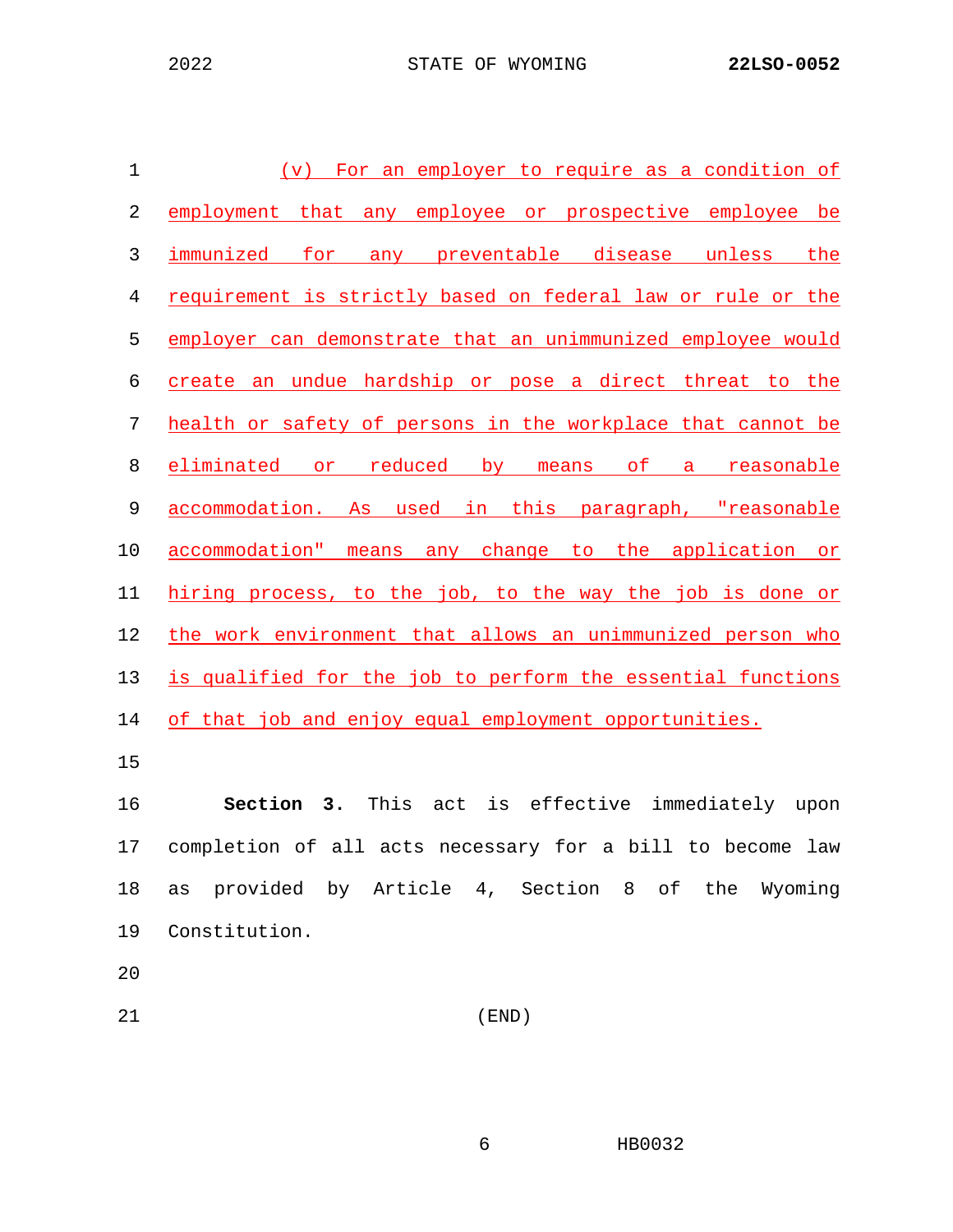(v) For an employer to require as a condition of employment that any employee or prospective employee be immunized for any preventable disease unless the requirement is strictly based on federal law or rule or the employer can demonstrate that an unimmunized employee would create an undue hardship or pose a direct threat to the health or safety of persons in the workplace that cannot be eliminated or reduced by means of a reasonable accommodation. As used in this paragraph, "reasonable accommodation" means any change to the application or hiring process, to the job, to the way the job is done or the work environment that allows an unimmunized person who is qualified for the job to perform the essential functions of that job and enjoy equal employment opportunities.

**Section 3.** This act is effective immediately upon completion of all acts necessary for a bill to become law as provided by Article 4, Section 8 of the Wyoming Constitution.

(END)